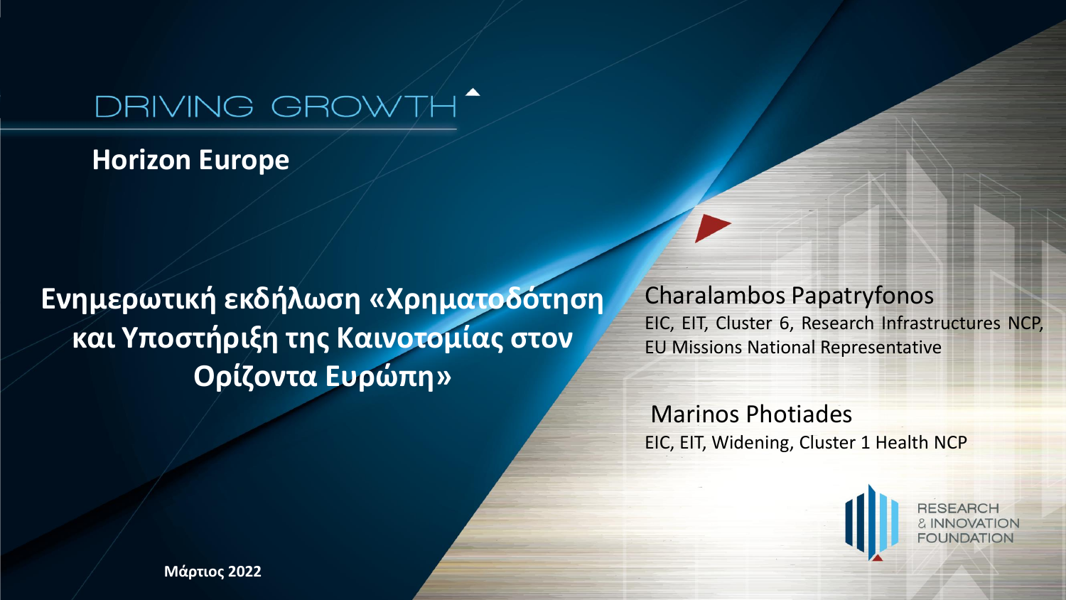DRIVING GROWTH

**Horizon Europe**

# Ενημερωτική εκδήλωση «Χρηματοδότηση και Υποστήριξη της Καινοτομίας στον Ορίζοντα Ευρώπη»

Charalambos Papatryfonos
EIC, EIT, Cluster 6, Research Infrastructures NCP, EU Missions National Representative

Marinos Photiades
EIC, EIT, Widening, Cluster 1 Health NCP

RESEARCH & INNOVATION FOUNDATION

**Μάρτιος 2022**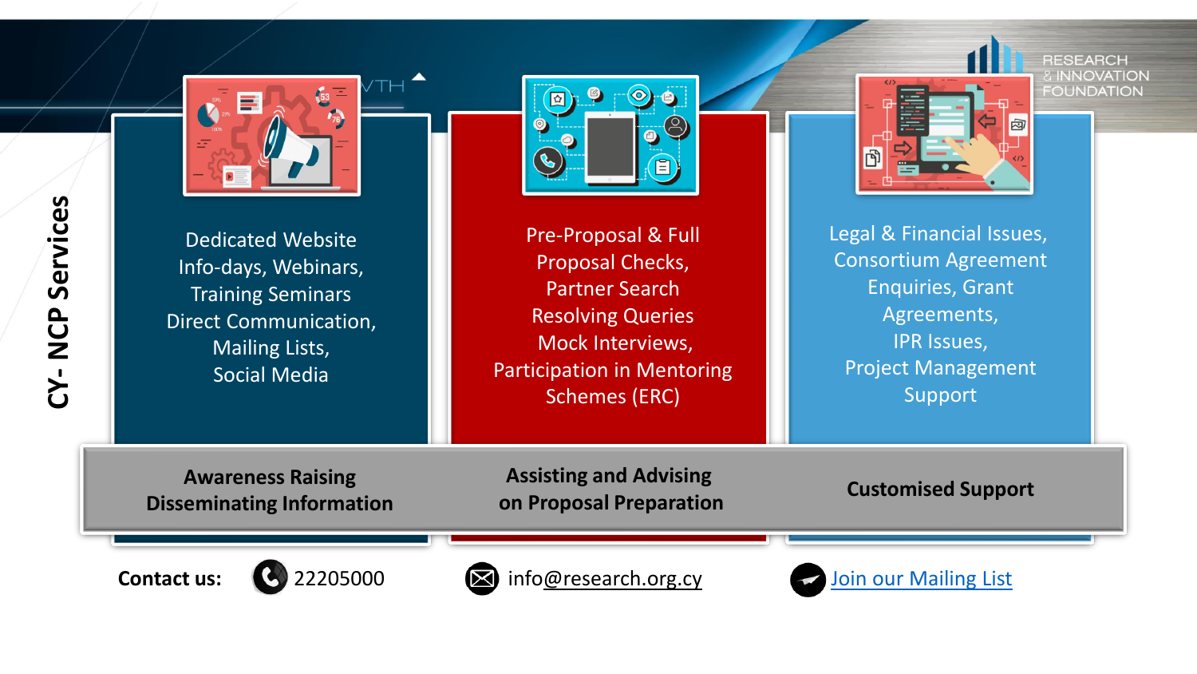# CY- NCP Services

| Awareness Raising<br>Disseminating Information | Assisting and Advising<br>on Proposal Preparation | Customised Support |
| --- | --- | --- |
| Dedicated Website<br>Info-days, Webinars,<br>Training Seminars<br>Direct Communication,<br>Mailing Lists,<br>Social Media | Pre-Proposal & Full Proposal Checks,<br>Partner Search<br>Resolving Queries<br>Mock Interviews,<br>Participation in Mentoring Schemes (ERC) | Legal & Financial Issues,<br>Consortium Agreement Enquiries, Grant Agreements,<br>IPR Issues,<br>Project Management Support |

RESEARCH & INNOVATION FOUNDATION

**Contact us:** 22205000 info@research.org.cy Join our Mailing List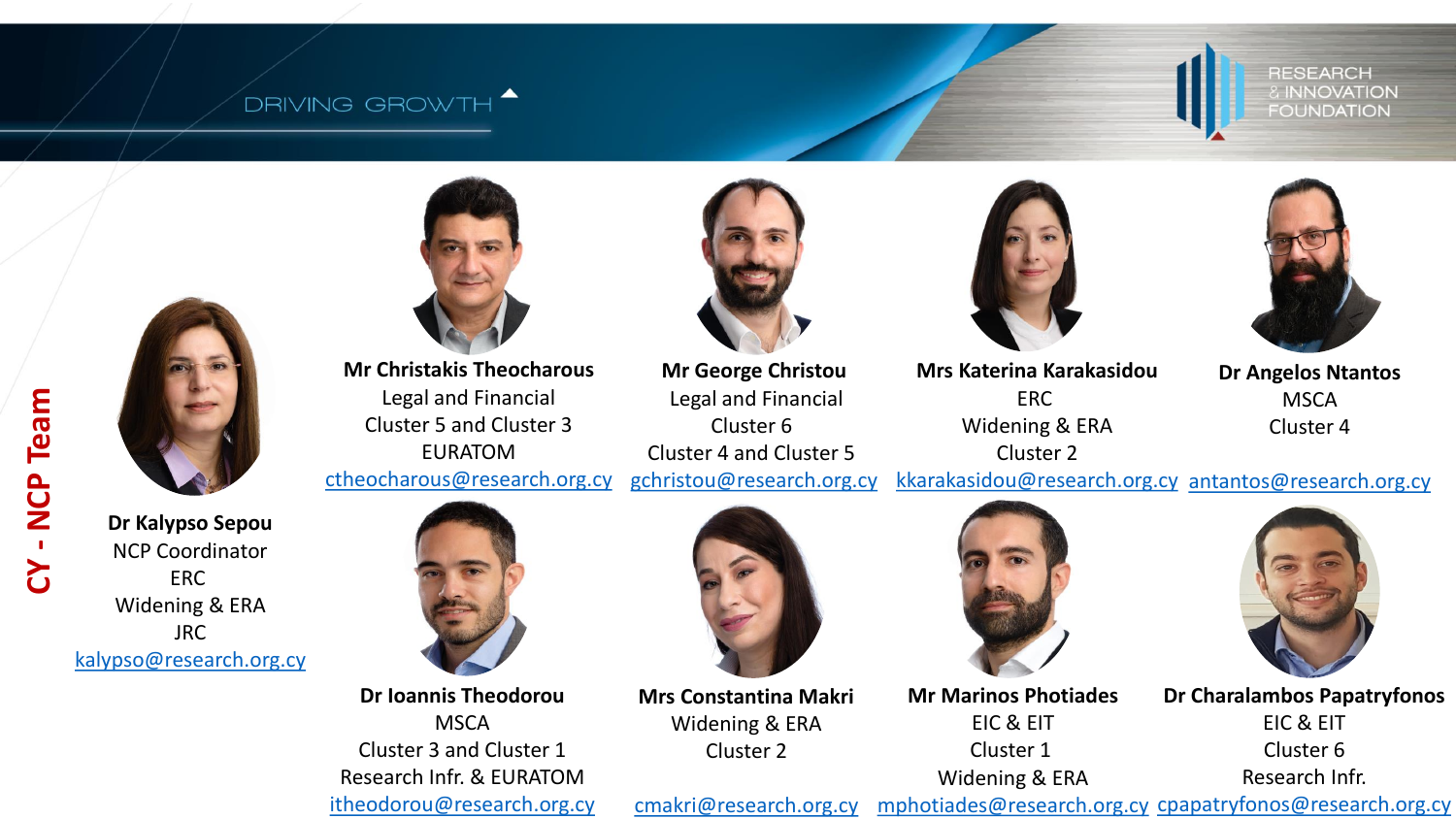# CY - NCP Team

**Dr Kalypso Sepou**
NCP Coordinator
ERC
Widening & ERA
JRC
kalypso@research.org.cy

**Mr Christakis Theocharous**
Legal and Financial
Cluster 5 and Cluster 3
EURATOM
ctheocharous@research.org.cy

**Mr George Christou**
Legal and Financial
Cluster 6
Cluster 4 and Cluster 5
gchristou@research.org.cy

**Mrs Katerina Karakasidou**
ERC
Widening & ERA
Cluster 2
kkarakasidou@research.org.cy

**Dr Angelos Ntantos**
MSCA
Cluster 4
antantos@research.org.cy

**Dr Ioannis Theodorou**
MSCA
Cluster 3 and Cluster 1
Research Infr. & EURATOM
itheodorou@research.org.cy

**Mrs Constantina Makri**
Widening & ERA
Cluster 2
cmakri@research.org.cy

**Mr Marinos Photiades**
EIC & EIT
Cluster 1
Widening & ERA
mphotiades@research.org.cy

**Dr Charalambos Papatryfonos**
EIC & EIT
Cluster 6
Research Infr.
cpapatryfonos@research.org.cy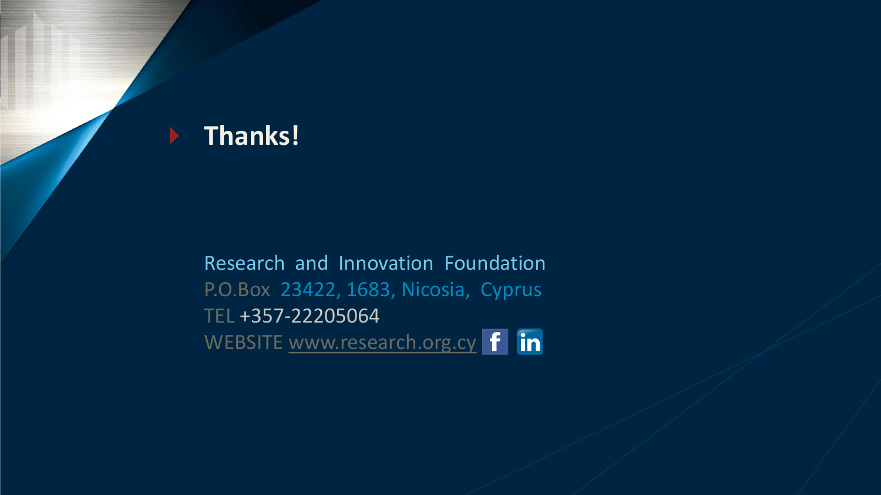## Thanks!

Research and Innovation Foundation
P.O.Box 23422, 1683, Nicosia, Cyprus
TEL +357-22205064
WEBSITE www.research.org.cy